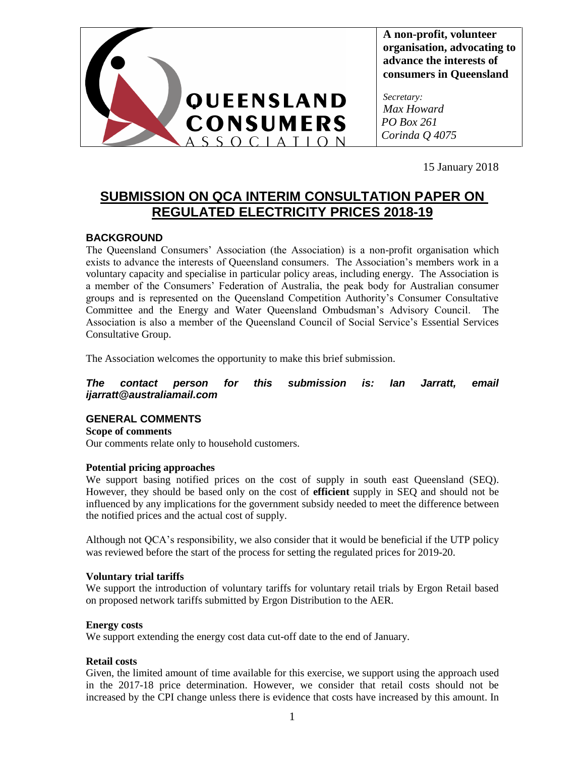**QUEENSLAND CONSUMERS ASSOCIATION**

**A non-profit, volunteer organisation, advocating to advance the interests of consumers in Queensland**

*Secretary:*
*Max Howard*
*PO Box 261*
*Corinda Q 4075*

15 January 2018

# SUBMISSION ON QCA INTERIM CONSULTATION PAPER ON REGULATED ELECTRICITY PRICES 2018-19

## BACKGROUND

The Queensland Consumers' Association (the Association) is a non-profit organisation which exists to advance the interests of Queensland consumers. The Association's members work in a voluntary capacity and specialise in particular policy areas, including energy. The Association is a member of the Consumers' Federation of Australia, the peak body for Australian consumer groups and is represented on the Queensland Competition Authority's Consumer Consultative Committee and the Energy and Water Queensland Ombudsman's Advisory Council. The Association is also a member of the Queensland Council of Social Service's Essential Services Consultative Group.

The Association welcomes the opportunity to make this brief submission.

***The contact person for this submission is: Ian Jarratt, email ijarratt@australiamail.com***

## GENERAL COMMENTS

**Scope of comments**

Our comments relate only to household customers.

**Potential pricing approaches**

We support basing notified prices on the cost of supply in south east Queensland (SEQ). However, they should be based only on the cost of **efficient** supply in SEQ and should not be influenced by any implications for the government subsidy needed to meet the difference between the notified prices and the actual cost of supply.

Although not QCA's responsibility, we also consider that it would be beneficial if the UTP policy was reviewed before the start of the process for setting the regulated prices for 2019-20.

**Voluntary trial tariffs**

We support the introduction of voluntary tariffs for voluntary retail trials by Ergon Retail based on proposed network tariffs submitted by Ergon Distribution to the AER.

**Energy costs**

We support extending the energy cost data cut-off date to the end of January.

**Retail costs**

Given, the limited amount of time available for this exercise, we support using the approach used in the 2017-18 price determination. However, we consider that retail costs should not be increased by the CPI change unless there is evidence that costs have increased by this amount. In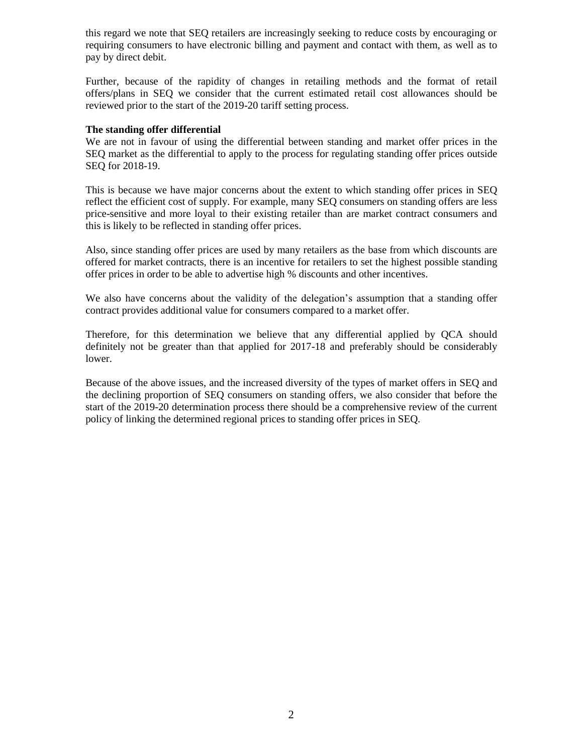this regard we note that SEQ retailers are increasingly seeking to reduce costs by encouraging or requiring consumers to have electronic billing and payment and contact with them, as well as to pay by direct debit.

Further, because of the rapidity of changes in retailing methods and the format of retail offers/plans in SEQ we consider that the current estimated retail cost allowances should be reviewed prior to the start of the 2019-20 tariff setting process.

**The standing offer differential**

We are not in favour of using the differential between standing and market offer prices in the SEQ market as the differential to apply to the process for regulating standing offer prices outside SEQ for 2018-19.

This is because we have major concerns about the extent to which standing offer prices in SEQ reflect the efficient cost of supply. For example, many SEQ consumers on standing offers are less price-sensitive and more loyal to their existing retailer than are market contract consumers and this is likely to be reflected in standing offer prices.

Also, since standing offer prices are used by many retailers as the base from which discounts are offered for market contracts, there is an incentive for retailers to set the highest possible standing offer prices in order to be able to advertise high % discounts and other incentives.

We also have concerns about the validity of the delegation's assumption that a standing offer contract provides additional value for consumers compared to a market offer.

Therefore, for this determination we believe that any differential applied by QCA should definitely not be greater than that applied for 2017-18 and preferably should be considerably lower.

Because of the above issues, and the increased diversity of the types of market offers in SEQ and the declining proportion of SEQ consumers on standing offers, we also consider that before the start of the 2019-20 determination process there should be a comprehensive review of the current policy of linking the determined regional prices to standing offer prices in SEQ.